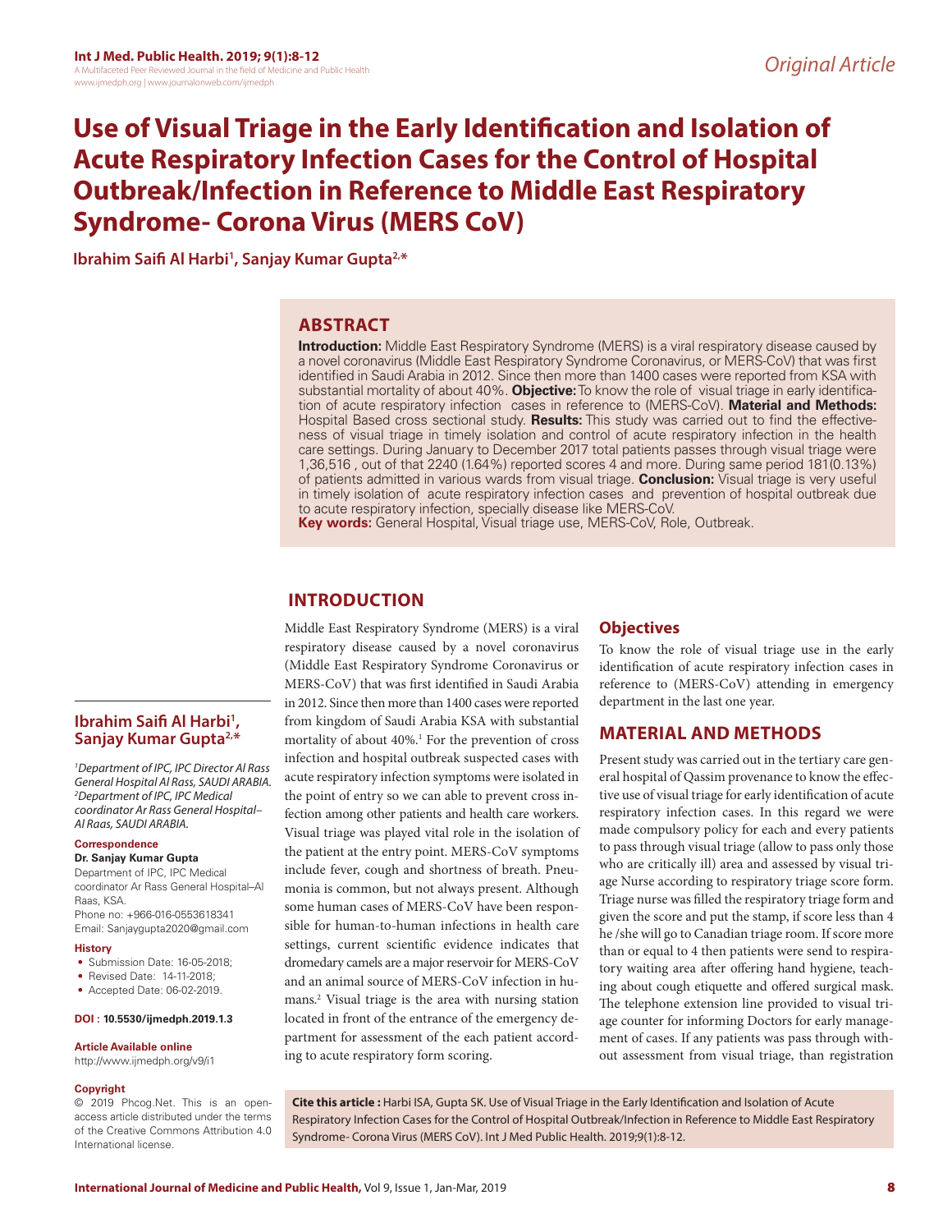Original Article

# Use of Visual Triage in the Early Identification and Isolation of Acute Respiratory Infection Cases for the Control of Hospital Outbreak/Infection in Reference to Middle East Respiratory Syndrome- Corona Virus (MERS CoV)

**Ibrahim Saifi Al Harbi[1], Sanjay Kumar Gupta[2,*]**

## ABSTRACT

**Introduction:** Middle East Respiratory Syndrome (MERS) is a viral respiratory disease caused by a novel coronavirus (Middle East Respiratory Syndrome Coronavirus, or MERS-CoV) that was first identified in Saudi Arabia in 2012. Since then more than 1400 cases were reported from KSA with substantial mortality of about 40%. **Objective:** To know the role of visual triage in early identification of acute respiratory infection cases in reference to (MERS-CoV). **Material and Methods:** Hospital Based cross sectional study. **Results:** This study was carried out to find the effectiveness of visual triage in timely isolation and control of acute respiratory infection in the health care settings. During January to December 2017 total patients passes through visual triage were 1,36,516 , out of that 2240 (1.64%) reported scores 4 and more. During same period 181(0.13%) of patients admitted in various wards from visual triage. **Conclusion:** Visual triage is very useful in timely isolation of acute respiratory infection cases and prevention of hospital outbreak due to acute respiratory infection, specially disease like MERS-CoV.

**Key words:** General Hospital, Visual triage use, MERS-CoV, Role, Outbreak.

**Ibrahim Saifi Al Harbi[1], Sanjay Kumar Gupta[2,*]**

*[1]Department of IPC, IPC Director Al Rass General Hospital Al Rass, SAUDI ARABIA.*
*[2]Department of IPC, IPC Medical coordinator Ar Rass General Hospital–Al Raas, SAUDI ARABIA.*

**Correspondence**

**Dr. Sanjay Kumar Gupta**

Department of IPC, IPC Medical coordinator Ar Rass General Hospital–Al Raas, KSA.

Phone no: +966-016-0553618341

Email: Sanjaygupta2020@gmail.com

**History**

- Submission Date: 16-05-2018;
- Revised Date: 14-11-2018;
- Accepted Date: 06-02-2019.

**DOI : 10.5530/ijmedph.2019.1.3**

**Article Available online**

http://www.ijmedph.org/v9/i1

**Copyright**

© 2019 Phcog.Net. This is an open-access article distributed under the terms of the Creative Commons Attribution 4.0 International license.

## INTRODUCTION

Middle East Respiratory Syndrome (MERS) is a viral respiratory disease caused by a novel coronavirus (Middle East Respiratory Syndrome Coronavirus or MERS-CoV) that was first identified in Saudi Arabia in 2012. Since then more than 1400 cases were reported from kingdom of Saudi Arabia KSA with substantial mortality of about 40%.[1] For the prevention of cross infection and hospital outbreak suspected cases with acute respiratory infection symptoms were isolated in the point of entry so we can able to prevent cross infection among other patients and health care workers. Visual triage was played vital role in the isolation of the patient at the entry point. MERS-CoV symptoms include fever, cough and shortness of breath. Pneumonia is common, but not always present. Although some human cases of MERS-CoV have been responsible for human-to-human infections in health care settings, current scientific evidence indicates that dromedary camels are a major reservoir for MERS-CoV and an animal source of MERS-CoV infection in humans.[2] Visual triage is the area with nursing station located in front of the entrance of the emergency department for assessment of the each patient according to acute respiratory form scoring.

### Objectives

To know the role of visual triage use in the early identification of acute respiratory infection cases in reference to (MERS-CoV) attending in emergency department in the last one year.

## MATERIAL AND METHODS

Present study was carried out in the tertiary care general hospital of Qassim provenance to know the effective use of visual triage for early identification of acute respiratory infection cases. In this regard we were made compulsory policy for each and every patients to pass through visual triage (allow to pass only those who are critically ill) area and assessed by visual triage Nurse according to respiratory triage score form. Triage nurse was filled the respiratory triage form and given the score and put the stamp, if score less than 4 he /she will go to Canadian triage room. If score more than or equal to 4 then patients were send to respiratory waiting area after offering hand hygiene, teaching about cough etiquette and offered surgical mask. The telephone extension line provided to visual triage counter for informing Doctors for early management of cases. If any patients was pass through without assessment from visual triage, than registration

**Cite this article :** Harbi ISA, Gupta SK. Use of Visual Triage in the Early Identification and Isolation of Acute Respiratory Infection Cases for the Control of Hospital Outbreak/Infection in Reference to Middle East Respiratory Syndrome- Corona Virus (MERS CoV). Int J Med Public Health. 2019;9(1):8-12.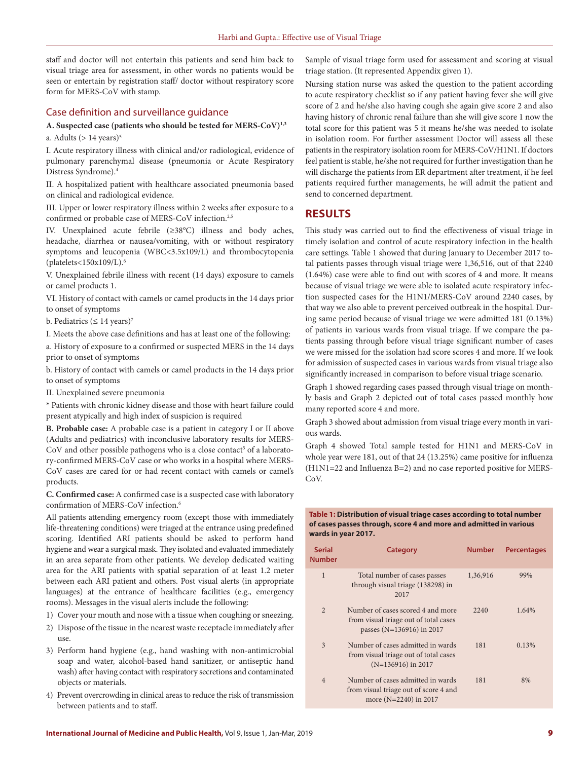staff and doctor will not entertain this patients and send him back to visual triage area for assessment, in other words no patients would be seen or entertain by registration staff/ doctor without respiratory score form for MERS-CoV with stamp.

## Case definition and surveillance guidance

**A. Suspected case (patients who should be tested for MERS-CoV)[1,3]**

a. Adults (> 14 years)*

I. Acute respiratory illness with clinical and/or radiological, evidence of pulmonary parenchymal disease (pneumonia or Acute Respiratory Distress Syndrome).[4]

II. A hospitalized patient with healthcare associated pneumonia based on clinical and radiological evidence.

III. Upper or lower respiratory illness within 2 weeks after exposure to a confirmed or probable case of MERS-CoV infection.[2,5]

IV. Unexplained acute febrile (≥38°C) illness and body aches, headache, diarrhea or nausea/vomiting, with or without respiratory symptoms and leucopenia (WBC<3.5x109/L) and thrombocytopenia (platelets<150x109/L).[6]

V. Unexplained febrile illness with recent (14 days) exposure to camels or camel products 1.

VI. History of contact with camels or camel products in the 14 days prior to onset of symptoms

b. Pediatrics (≤ 14 years)[7]

I. Meets the above case definitions and has at least one of the following:

a. History of exposure to a confirmed or suspected MERS in the 14 days prior to onset of symptoms

b. History of contact with camels or camel products in the 14 days prior to onset of symptoms

II. Unexplained severe pneumonia

* Patients with chronic kidney disease and those with heart failure could present atypically and high index of suspicion is required

**B. Probable case:** A probable case is a patient in category I or II above (Adults and pediatrics) with inconclusive laboratory results for MERS-CoV and other possible pathogens who is a close contact[5] of a laboratory-confirmed MERS-CoV case or who works in a hospital where MERS-CoV cases are cared for or had recent contact with camels or camel's products.

**C. Confirmed case:** A confirmed case is a suspected case with laboratory confirmation of MERS-CoV infection.[6]

All patients attending emergency room (except those with immediately life-threatening conditions) were triaged at the entrance using predefined scoring. Identified ARI patients should be asked to perform hand hygiene and wear a surgical mask. They isolated and evaluated immediately in an area separate from other patients. We develop dedicated waiting area for the ARI patients with spatial separation of at least 1.2 meter between each ARI patient and others. Post visual alerts (in appropriate languages) at the entrance of healthcare facilities (e.g., emergency rooms). Messages in the visual alerts include the following:

1) Cover your mouth and nose with a tissue when coughing or sneezing.
2) Dispose of the tissue in the nearest waste receptacle immediately after use.
3) Perform hand hygiene (e.g., hand washing with non-antimicrobial soap and water, alcohol-based hand sanitizer, or antiseptic hand wash) after having contact with respiratory secretions and contaminated objects or materials.
4) Prevent overcrowding in clinical areas to reduce the risk of transmission between patients and to staff.

Sample of visual triage form used for assessment and scoring at visual triage station. (It represented Appendix given 1).

Nursing station nurse was asked the question to the patient according to acute respiratory checklist so if any patient having fever she will give score of 2 and he/she also having cough she again give score 2 and also having history of chronic renal failure than she will give score 1 now the total score for this patient was 5 it means he/she was needed to isolate in isolation room. For further assessment Doctor will assess all these patients in the respiratory isolation room for MERS-CoV/H1N1. If doctors feel patient is stable, he/she not required for further investigation than he will discharge the patients from ER department after treatment, if he feel patients required further managements, he will admit the patient and send to concerned department.

## RESULTS

This study was carried out to find the effectiveness of visual triage in timely isolation and control of acute respiratory infection in the health care settings. Table 1 showed that during January to December 2017 total patients passes through visual triage were 1,36,516, out of that 2240 (1.64%) case were able to find out with scores of 4 and more. It means because of visual triage we were able to isolated acute respiratory infection suspected cases for the H1N1/MERS-CoV around 2240 cases, by that way we also able to prevent perceived outbreak in the hospital. During same period because of visual triage we were admitted 181 (0.13%) of patients in various wards from visual triage. If we compare the patients passing through before visual triage significant number of cases we were missed for the isolation had score scores 4 and more. If we look for admission of suspected cases in various wards from visual triage also significantly increased in comparison to before visual triage scenario.

Graph 1 showed regarding cases passed through visual triage on monthly basis and Graph 2 depicted out of total cases passed monthly how many reported score 4 and more.

Graph 3 showed about admission from visual triage every month in various wards.

Graph 4 showed Total sample tested for H1N1 and MERS-CoV in whole year were 181, out of that 24 (13.25%) came positive for influenza (H1N1=22 and Influenza B=2) and no case reported positive for MERS-CoV.

**Table 1: Distribution of visual triage cases according to total number of cases passes through, score 4 and more and admitted in various wards in year 2017.**

| Serial Number | Category | Number | Percentages |
|---|---|---|---|
| 1 | Total number of cases passes through visual triage (138298) in 2017 | 1,36,916 | 99% |
| 2 | Number of cases scored 4 and more from visual triage out of total cases passes (N=136916) in 2017 | 2240 | 1.64% |
| 3 | Number of cases admitted in wards from visual triage out of total cases (N=136916) in 2017 | 181 | 0.13% |
| 4 | Number of cases admitted in wards from visual triage out of score 4 and more (N=2240) in 2017 | 181 | 8% |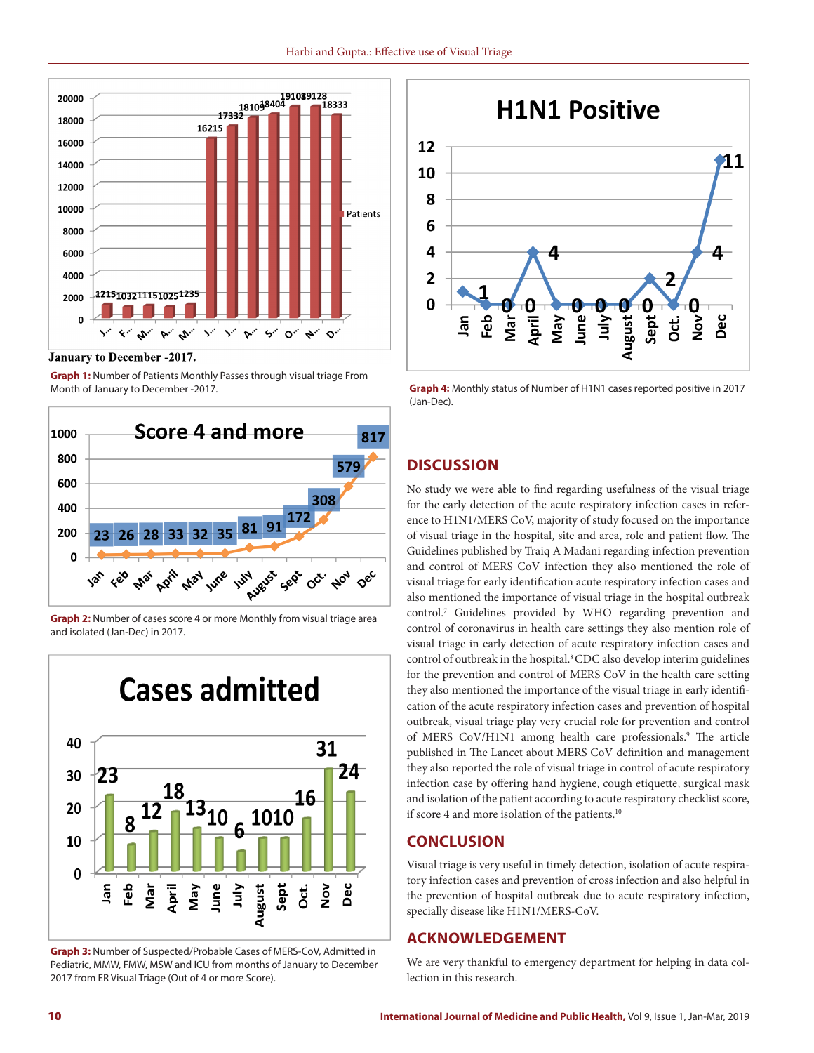January to December -2017.

**Graph 1:** Number of Patients Monthly Passes through visual triage From Month of January to December -2017.

**Graph 2:** Number of cases score 4 or more Monthly from visual triage area and isolated (Jan-Dec) in 2017.

**Graph 3:** Number of Suspected/Probable Cases of MERS-CoV, Admitted in Pediatric, MMW, FMW, MSW and ICU from months of January to December 2017 from ER Visual Triage (Out of 4 or more Score).

**Graph 4:** Monthly status of Number of H1N1 cases reported positive in 2017 (Jan-Dec).

## DISCUSSION

No study we were able to find regarding usefulness of the visual triage for the early detection of the acute respiratory infection cases in reference to H1N1/MERS CoV, majority of study focused on the importance of visual triage in the hospital, site and area, role and patient flow. The Guidelines published by Traiq A Madani regarding infection prevention and control of MERS CoV infection they also mentioned the role of visual triage for early identification acute respiratory infection cases and also mentioned the importance of visual triage in the hospital outbreak control.[7] Guidelines provided by WHO regarding prevention and control of coronavirus in health care settings they also mention role of visual triage in early detection of acute respiratory infection cases and control of outbreak in the hospital.[8] CDC also develop interim guidelines for the prevention and control of MERS CoV in the health care setting they also mentioned the importance of the visual triage in early identification of the acute respiratory infection cases and prevention of hospital outbreak, visual triage play very crucial role for prevention and control of MERS CoV/H1N1 among health care professionals.[9] The article published in The Lancet about MERS CoV definition and management they also reported the role of visual triage in control of acute respiratory infection case by offering hand hygiene, cough etiquette, surgical mask and isolation of the patient according to acute respiratory checklist score, if score 4 and more isolation of the patients.[10]

## CONCLUSION

Visual triage is very useful in timely detection, isolation of acute respiratory infection cases and prevention of cross infection and also helpful in the prevention of hospital outbreak due to acute respiratory infection, specially disease like H1N1/MERS-CoV.

## ACKNOWLEDGEMENT

We are very thankful to emergency department for helping in data collection in this research.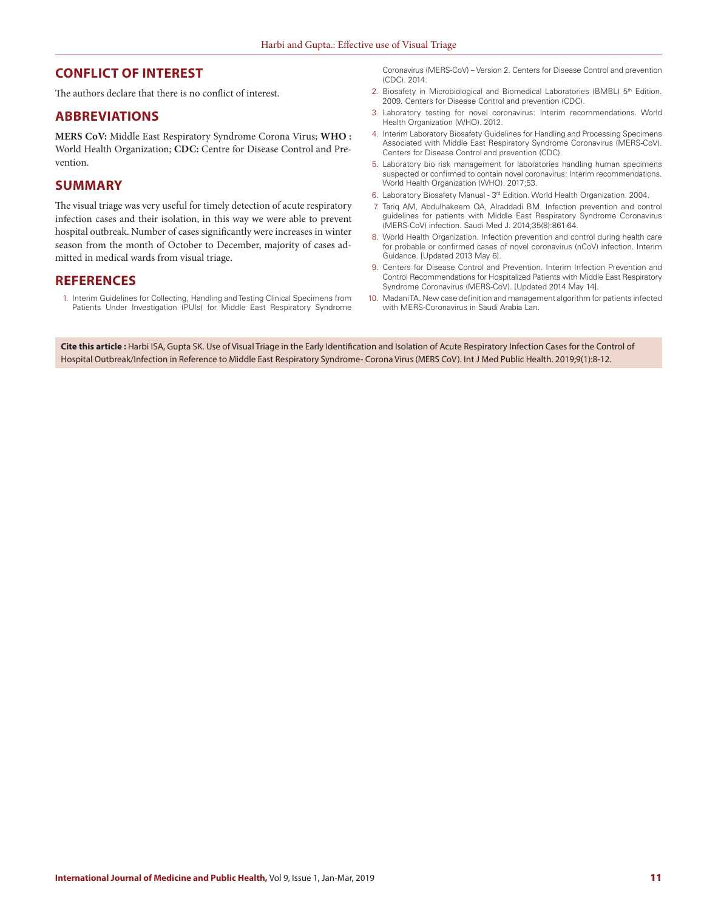## CONFLICT OF INTEREST

The authors declare that there is no conflict of interest.

## ABBREVIATIONS

**MERS CoV:** Middle East Respiratory Syndrome Corona Virus; **WHO :** World Health Organization; **CDC:** Centre for Disease Control and Prevention.

## SUMMARY

The visual triage was very useful for timely detection of acute respiratory infection cases and their isolation, in this way we were able to prevent hospital outbreak. Number of cases significantly were increases in winter season from the month of October to December, majority of cases admitted in medical wards from visual triage.

## REFERENCES

1. Interim Guidelines for Collecting, Handling and Testing Clinical Specimens from Patients Under Investigation (PUIs) for Middle East Respiratory Syndrome Coronavirus (MERS-CoV) – Version 2. Centers for Disease Control and prevention (CDC). 2014.
2. Biosafety in Microbiological and Biomedical Laboratories (BMBL) 5th Edition. 2009. Centers for Disease Control and prevention (CDC).
3. Laboratory testing for novel coronavirus: Interim recommendations. World Health Organization (WHO). 2012.
4. Interim Laboratory Biosafety Guidelines for Handling and Processing Specimens Associated with Middle East Respiratory Syndrome Coronavirus (MERS-CoV). Centers for Disease Control and prevention (CDC).
5. Laboratory bio risk management for laboratories handling human specimens suspected or confirmed to contain novel coronavirus: Interim recommendations. World Health Organization (WHO). 2017;53.
6. Laboratory Biosafety Manual - 3rd Edition. World Health Organization. 2004.
7. Tariq AM, Abdulhakeem OA, Alraddadi BM. Infection prevention and control guidelines for patients with Middle East Respiratory Syndrome Coronavirus (MERS-CoV) infection. Saudi Med J. 2014;35(8):861-64.
8. World Health Organization. Infection prevention and control during health care for probable or confirmed cases of novel coronavirus (nCoV) infection. Interim Guidance. [Updated 2013 May 6].
9. Centers for Disease Control and Prevention. Interim Infection Prevention and Control Recommendations for Hospitalized Patients with Middle East Respiratory Syndrome Coronavirus (MERS-CoV). [Updated 2014 May 14].
10. Madani TA. New case definition and management algorithm for patients infected with MERS-Coronavirus in Saudi Arabia Lan.

**Cite this article :** Harbi ISA, Gupta SK. Use of Visual Triage in the Early Identification and Isolation of Acute Respiratory Infection Cases for the Control of Hospital Outbreak/Infection in Reference to Middle East Respiratory Syndrome- Corona Virus (MERS CoV). Int J Med Public Health. 2019;9(1):8-12.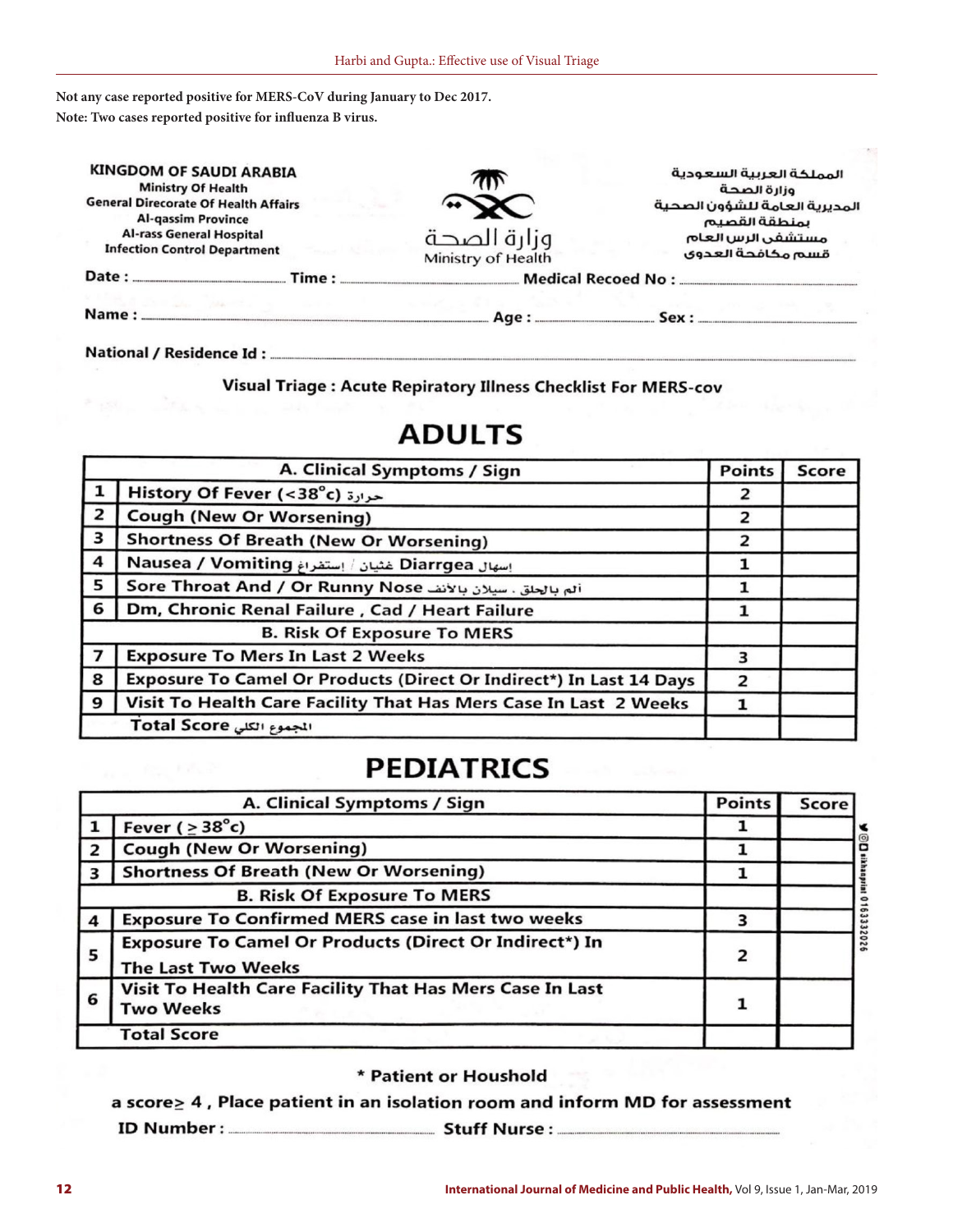**Not any case reported positive for MERS-CoV during January to Dec 2017.**
**Note: Two cases reported positive for influenza B virus.**

KINGDOM OF SAUDI ARABIA
Ministry Of Health
General Direcorate Of Health Affairs
Al-qassim Province
Al-rass General Hospital
Infection Control Department

وزارة الصحة
Ministry of Health

المملكة العربية السعودية
وزارة الصحة
المديرية العامة للشؤون الصحية
بمنطقة القصيم
مستشفى الرس العام
قسم مكافحة العدوى

Date : ............ Time : ............ Medical Recoed No : ............

Name : ............ Age : ............ Sex : ............

National / Residence Id : ............

Visual Triage : Acute Repiratory Illness Checklist For MERS-cov

## ADULTS

| | A. Clinical Symptoms / Sign | Points | Score |
|---|---|---|---|
| 1 | History Of Fever (<38°c) حرارة | 2 | |
| 2 | Cough (New Or Worsening) | 2 | |
| 3 | Shortness Of Breath (New Or Worsening) | 2 | |
| 4 | Nausea / Vomiting غثيان / إستفراغ Diarrgea إسهال | 1 | |
| 5 | Sore Throat And / Or Runny Nose ألم بالحلق . سيلان بالأنف | 1 | |
| 6 | Dm, Chronic Renal Failure , Cad / Heart Failure | 1 | |
| | B. Risk Of Exposure To MERS | | |
| 7 | Exposure To Mers In Last 2 Weeks | 3 | |
| 8 | Exposure To Camel Or Products (Direct Or Indirect*) In Last 14 Days | 2 | |
| 9 | Visit To Health Care Facility That Has Mers Case In Last 2 Weeks | 1 | |
| | Total Score المجموع الكلي | | |

## PEDIATRICS

| | A. Clinical Symptoms / Sign | Points | Score |
|---|---|---|---|
| 1 | Fever (≥ 38°c) | 1 | |
| 2 | Cough (New Or Worsening) | 1 | |
| 3 | Shortness Of Breath (New Or Worsening) | 1 | |
| | B. Risk Of Exposure To MERS | | |
| 4 | Exposure To Confirmed MERS case in last two weeks | 3 | |
| 5 | Exposure To Camel Or Products (Direct Or Indirect*) In The Last Two Weeks | 2 | |
| 6 | Visit To Health Care Facility That Has Mers Case In Last Two Weeks | 1 | |
| | Total Score | | |

\* Patient or Houshold

a score≥ 4 , Place patient in an isolation room and inform MD for assessment

ID Number : ............ Stuff Nurse : ............